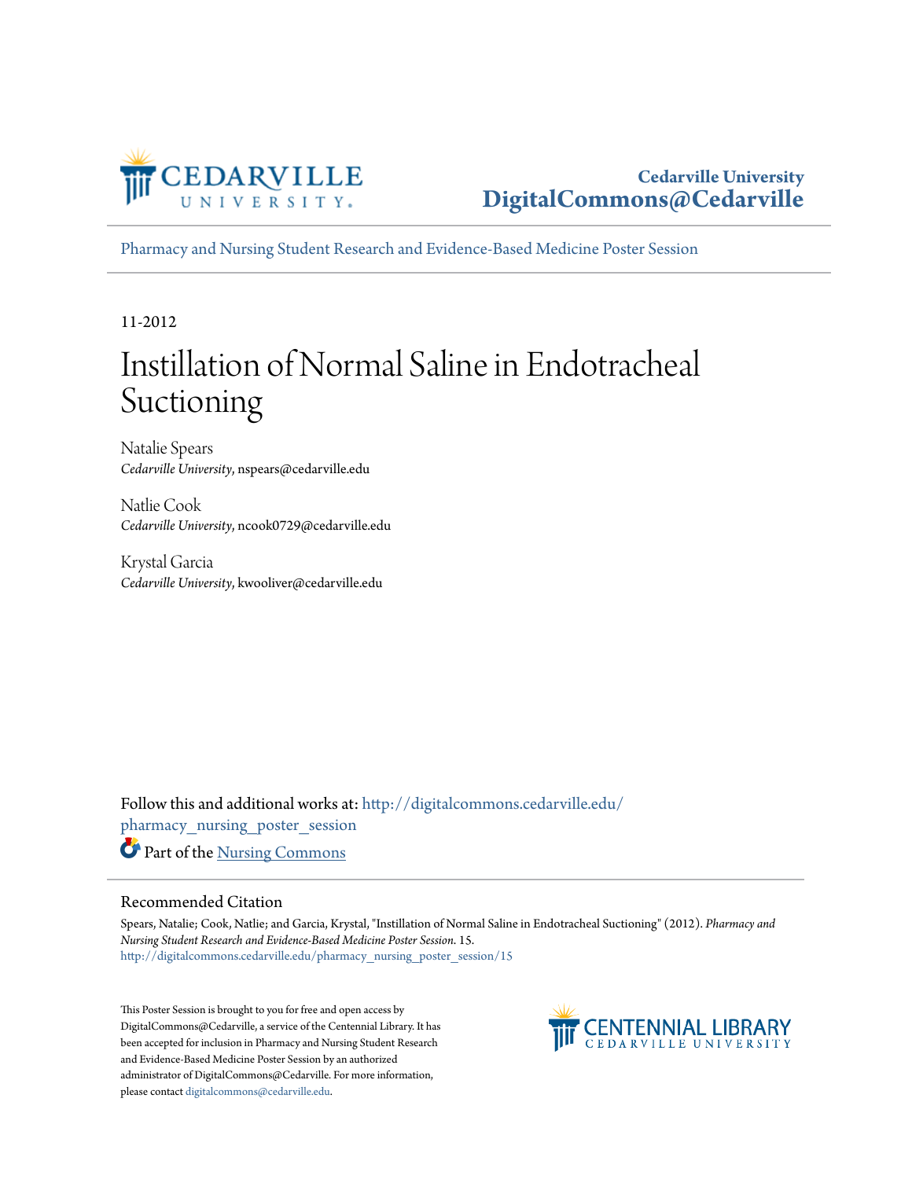Cedarville University
DigitalCommons@Cedarville

Pharmacy and Nursing Student Research and Evidence-Based Medicine Poster Session

11-2012

# Instillation of Normal Saline in Endotracheal Suctioning

Natalie Spears
*Cedarville University*, nspears@cedarville.edu

Natlie Cook
*Cedarville University*, ncook0729@cedarville.edu

Krystal Garcia
*Cedarville University*, kwooliver@cedarville.edu

Follow this and additional works at: http://digitalcommons.cedarville.edu/pharmacy_nursing_poster_session

Part of the Nursing Commons

## Recommended Citation

Spears, Natalie; Cook, Natlie; and Garcia, Krystal, "Instillation of Normal Saline in Endotracheal Suctioning" (2012). *Pharmacy and Nursing Student Research and Evidence-Based Medicine Poster Session*. 15.
http://digitalcommons.cedarville.edu/pharmacy_nursing_poster_session/15

This Poster Session is brought to you for free and open access by DigitalCommons@Cedarville, a service of the Centennial Library. It has been accepted for inclusion in Pharmacy and Nursing Student Research and Evidence-Based Medicine Poster Session by an authorized administrator of DigitalCommons@Cedarville. For more information, please contact digitalcommons@cedarville.edu.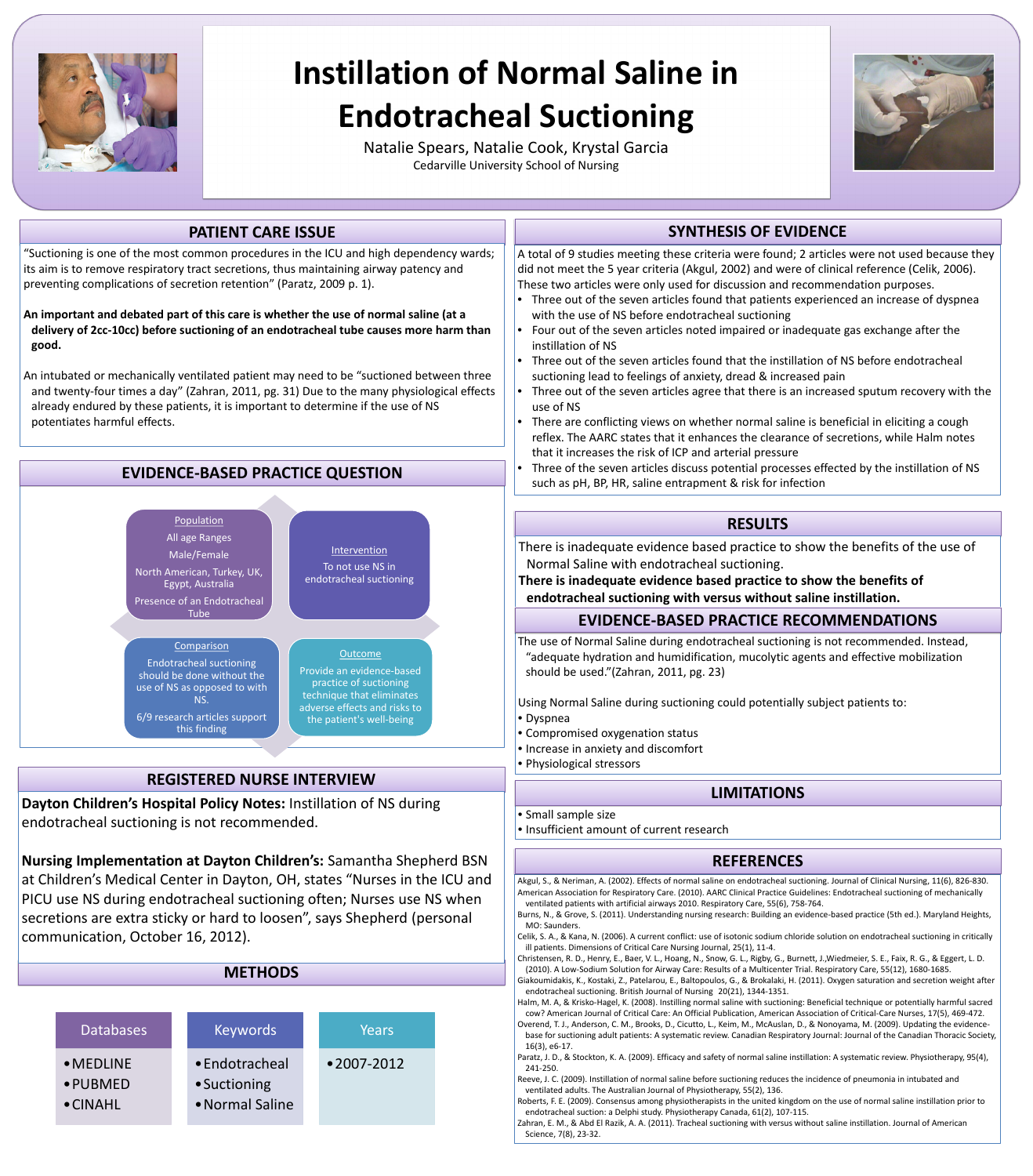# Instillation of Normal Saline in Endotracheal Suctioning

Natalie Spears, Natalie Cook, Krystal Garcia
Cedarville University School of Nursing

## PATIENT CARE ISSUE

"Suctioning is one of the most common procedures in the ICU and high dependency wards; its aim is to remove respiratory tract secretions, thus maintaining airway patency and preventing complications of secretion retention" (Paratz, 2009 p. 1).

**An important and debated part of this care is whether the use of normal saline (at a delivery of 2cc-10cc) before suctioning of an endotracheal tube causes more harm than good.**

An intubated or mechanically ventilated patient may need to be "suctioned between three and twenty-four times a day" (Zahran, 2011, pg. 31) Due to the many physiological effects already endured by these patients, it is important to determine if the use of NS potentiates harmful effects.

## EVIDENCE-BASED PRACTICE QUESTION

**Population**
All age Ranges
Male/Female
North American, Turkey, UK, Egypt, Australia
Presence of an Endotracheal Tube

**Intervention**
To not use NS in endotracheal suctioning

**Comparison**
Endotracheal suctioning should be done without the use of NS as opposed to with NS.
6/9 research articles support this finding

**Outcome**
Provide an evidence-based practice of suctioning technique that eliminates adverse effects and risks to the patient's well-being

## REGISTERED NURSE INTERVIEW

**Dayton Children's Hospital Policy Notes:** Instillation of NS during endotracheal suctioning is not recommended.

**Nursing Implementation at Dayton Children's:** Samantha Shepherd BSN at Children's Medical Center in Dayton, OH, states "Nurses in the ICU and PICU use NS during endotracheal suctioning often; Nurses use NS when secretions are extra sticky or hard to loosen", says Shepherd (personal communication, October 16, 2012).

## METHODS

**Databases**
- MEDLINE
- PUBMED
- CINAHL

**Keywords**
- Endotracheal
- Suctioning
- Normal Saline

**Years**
- 2007-2012

## SYNTHESIS OF EVIDENCE

A total of 9 studies meeting these criteria were found; 2 articles were not used because they did not meet the 5 year criteria (Akgul, 2002) and were of clinical reference (Celik, 2006). These two articles were only used for discussion and recommendation purposes.

- Three out of the seven articles found that patients experienced an increase of dyspnea with the use of NS before endotracheal suctioning
- Four out of the seven articles noted impaired or inadequate gas exchange after the instillation of NS
- Three out of the seven articles found that the instillation of NS before endotracheal suctioning lead to feelings of anxiety, dread & increased pain
- Three out of the seven articles agree that there is an increased sputum recovery with the use of NS
- There are conflicting views on whether normal saline is beneficial in eliciting a cough reflex. The AARC states that it enhances the clearance of secretions, while Halm notes that it increases the risk of ICP and arterial pressure
- Three of the seven articles discuss potential processes effected by the instillation of NS such as pH, BP, HR, saline entrapment & risk for infection

## RESULTS

There is inadequate evidence based practice to show the benefits of the use of Normal Saline with endotracheal suctioning.

**There is inadequate evidence based practice to show the benefits of endotracheal suctioning with versus without saline instillation.**

## EVIDENCE-BASED PRACTICE RECOMMENDATIONS

The use of Normal Saline during endotracheal suctioning is not recommended. Instead, "adequate hydration and humidification, mucolytic agents and effective mobilization should be used."(Zahran, 2011, pg. 23)

Using Normal Saline during suctioning could potentially subject patients to:

- Dyspnea
- Compromised oxygenation status
- Increase in anxiety and discomfort
- Physiological stressors

## LIMITATIONS

- Small sample size
- Insufficient amount of current research

## REFERENCES

Akgul, S., & Neriman, A. (2002). Effects of normal saline on endotracheal suctioning. Journal of Clinical Nursing, 11(6), 826-830.

American Association for Respiratory Care. (2010). AARC Clinical Practice Guidelines: Endotracheal suctioning of mechanically ventilated patients with artificial airways 2010. Respiratory Care, 55(6), 758-764.

Burns, N., & Grove, S. (2011). Understanding nursing research: Building an evidence-based practice (5th ed.). Maryland Heights, MO: Saunders.

Celik, S. A., & Kana, N. (2006). A current conflict: use of isotonic sodium chloride solution on endotracheal suctioning in critically ill patients. Dimensions of Critical Care Nursing Journal, 25(1), 11-4.

Christensen, R. D., Henry, E., Baer, V. L., Hoang, N., Snow, G. L., Rigby, G., Burnett, J.,Wiedmeier, S. E., Faix, R. G., & Eggert, L. D. (2010). A Low-Sodium Solution for Airway Care: Results of a Multicenter Trial. Respiratory Care, 55(12), 1680-1685.

Giakoumidakis, K., Kostaki, Z., Patelarou, E., Baltopoulos, G., & Brokalaki, H. (2011). Oxygen saturation and secretion weight after endotracheal suctioning. British Journal of Nursing 20(21), 1344-1351.

Halm, M. A., & Krisko-Hagel, K. (2008). Instilling normal saline with suctioning: Beneficial technique or potentially harmful sacred cow? American Journal of Critical Care: An Official Publication, American Association of Critical-Care Nurses, 17(5), 469-472.

Overend, T. J., Anderson, C. M., Brooks, D., Cicutto, L., Keim, M., McAuslan, D., & Nonoyama, M. (2009). Updating the evidence-base for suctioning adult patients: A systematic review. Canadian Respiratory Journal: Journal of the Canadian Thoracic Society, 16(3), e6-17.

Paratz, J. D., & Stockton, K. A. (2009). Efficacy and safety of normal saline instillation: A systematic review. Physiotherapy, 95(4), 241-250.

Reeve, J. C. (2009). Instillation of normal saline before suctioning reduces the incidence of pneumonia in intubated and ventilated adults. The Australian Journal of Physiotherapy, 55(2), 136.

Roberts, F. E. (2009). Consensus among physiotherapists in the united kingdom on the use of normal saline instillation prior to endotracheal suction: a Delphi study. Physiotherapy Canada, 61(2), 107-115.

Zahran, E. M., & Abd El Razik, A. A. (2011). Tracheal suctioning with versus without saline instillation. Journal of American Science, 7(8), 23-32.